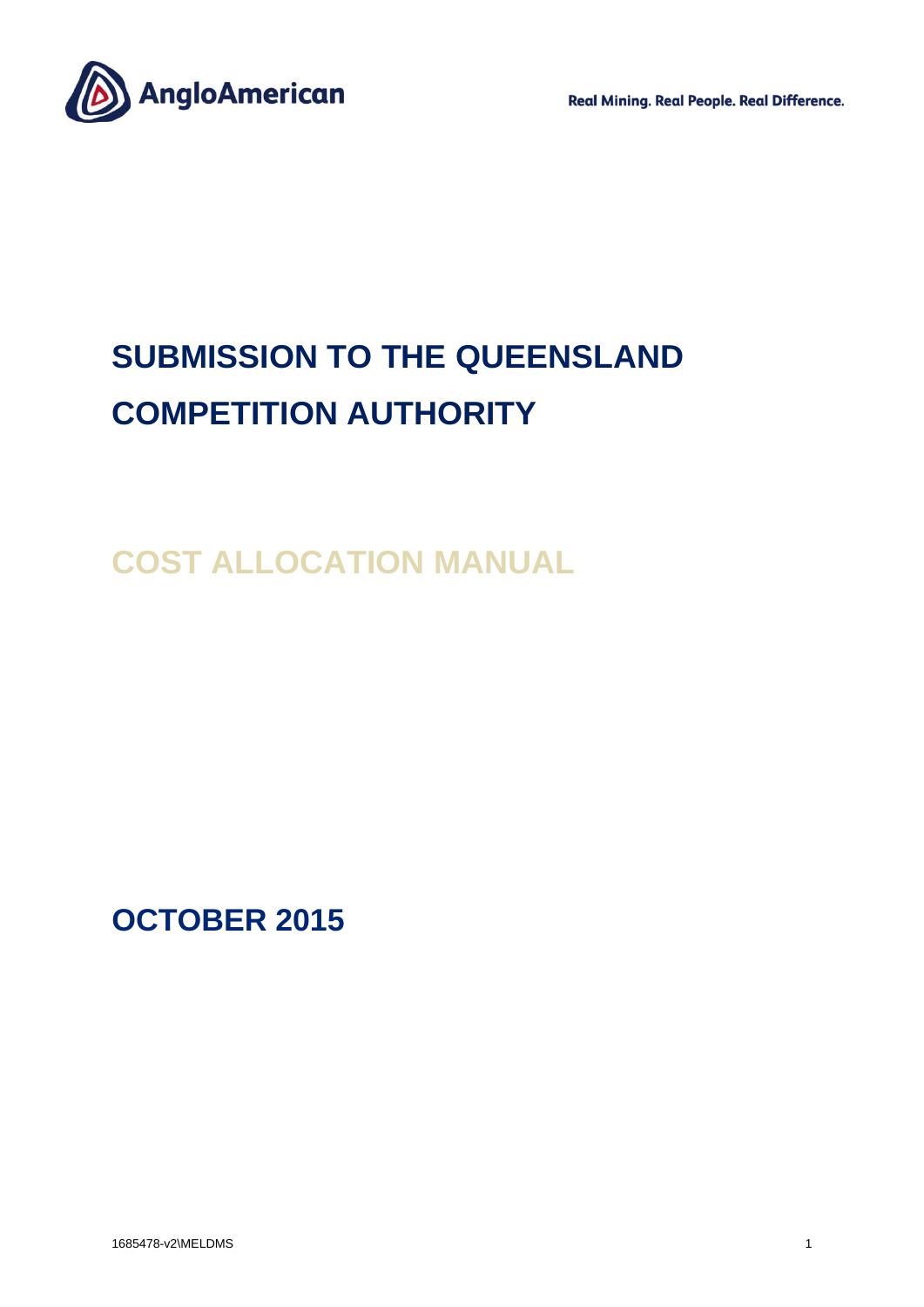# SUBMISSION TO THE QUEENSLAND COMPETITION AUTHORITY

## COST ALLOCATION MANUAL

## OCTOBER 2015

1685478-v2\MELDMS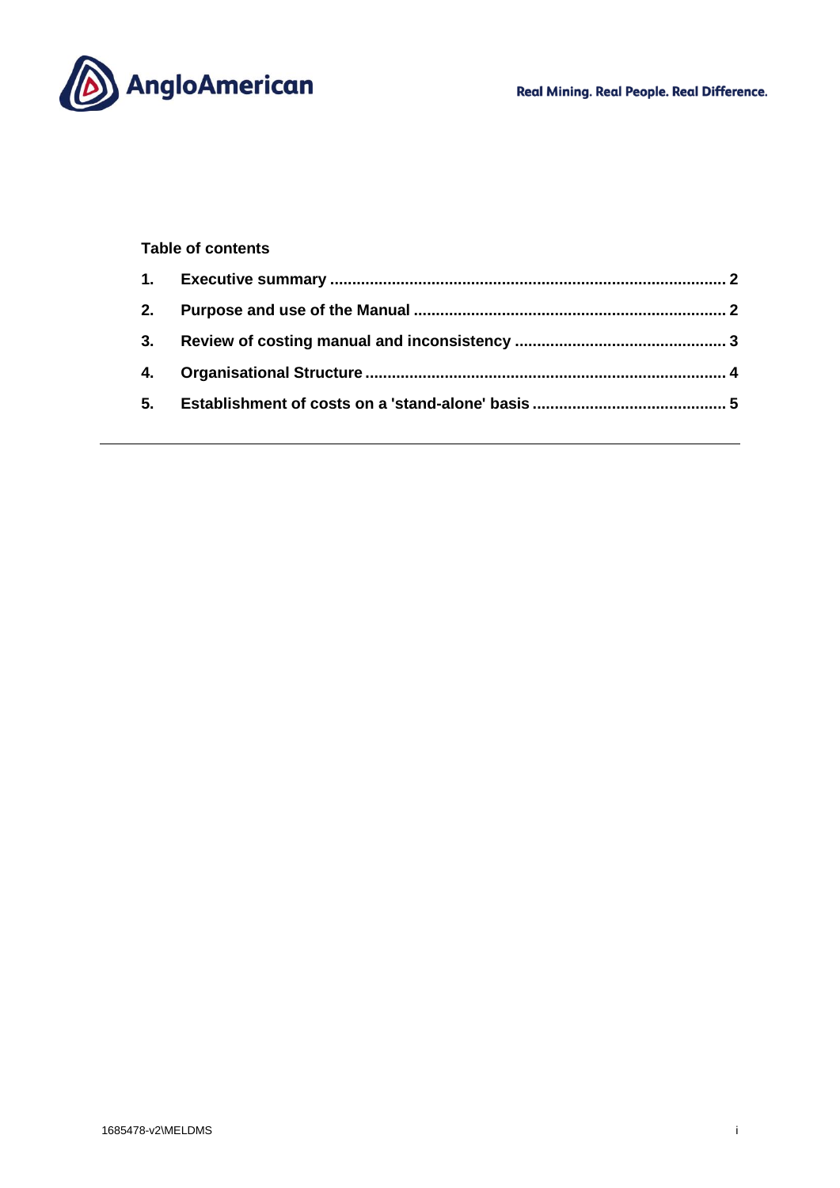**Table of contents**

| | | |
|---|---|---|
| 1. | Executive summary | 2 |
| 2. | Purpose and use of the Manual | 2 |
| 3. | Review of costing manual and inconsistency | 3 |
| 4. | Organisational Structure | 4 |
| 5. | Establishment of costs on a 'stand-alone' basis | 5 |

1685478-v2\MELDMS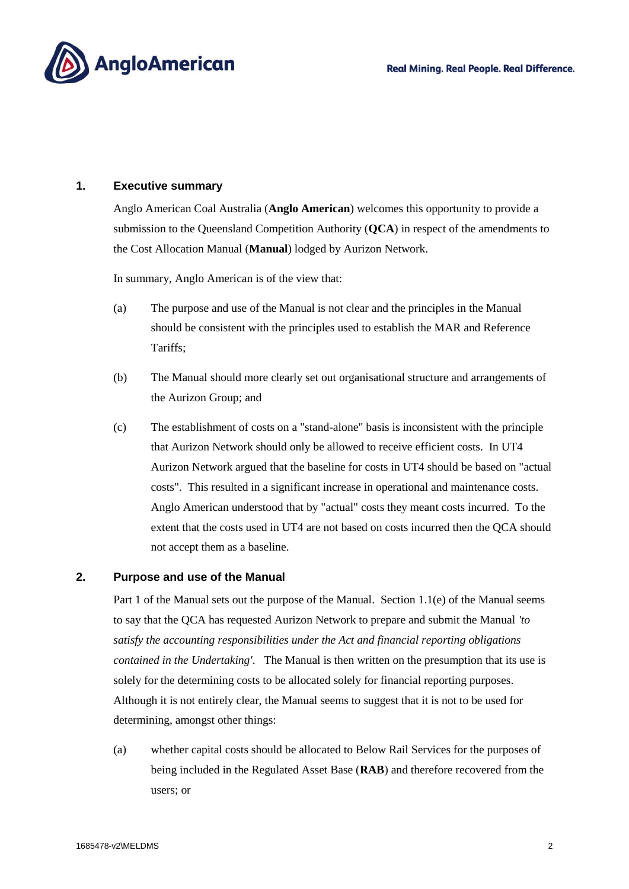## 1. Executive summary

Anglo American Coal Australia (**Anglo American**) welcomes this opportunity to provide a submission to the Queensland Competition Authority (**QCA**) in respect of the amendments to the Cost Allocation Manual (**Manual**) lodged by Aurizon Network.

In summary, Anglo American is of the view that:

(a) The purpose and use of the Manual is not clear and the principles in the Manual should be consistent with the principles used to establish the MAR and Reference Tariffs;

(b) The Manual should more clearly set out organisational structure and arrangements of the Aurizon Group; and

(c) The establishment of costs on a "stand-alone" basis is inconsistent with the principle that Aurizon Network should only be allowed to receive efficient costs. In UT4 Aurizon Network argued that the baseline for costs in UT4 should be based on "actual costs". This resulted in a significant increase in operational and maintenance costs. Anglo American understood that by "actual" costs they meant costs incurred. To the extent that the costs used in UT4 are not based on costs incurred then the QCA should not accept them as a baseline.

## 2. Purpose and use of the Manual

Part 1 of the Manual sets out the purpose of the Manual. Section 1.1(e) of the Manual seems to say that the QCA has requested Aurizon Network to prepare and submit the Manual *'to satisfy the accounting responsibilities under the Act and financial reporting obligations contained in the Undertaking'*. The Manual is then written on the presumption that its use is solely for the determining costs to be allocated solely for financial reporting purposes. Although it is not entirely clear, the Manual seems to suggest that it is not to be used for determining, amongst other things:

(a) whether capital costs should be allocated to Below Rail Services for the purposes of being included in the Regulated Asset Base (**RAB**) and therefore recovered from the users; or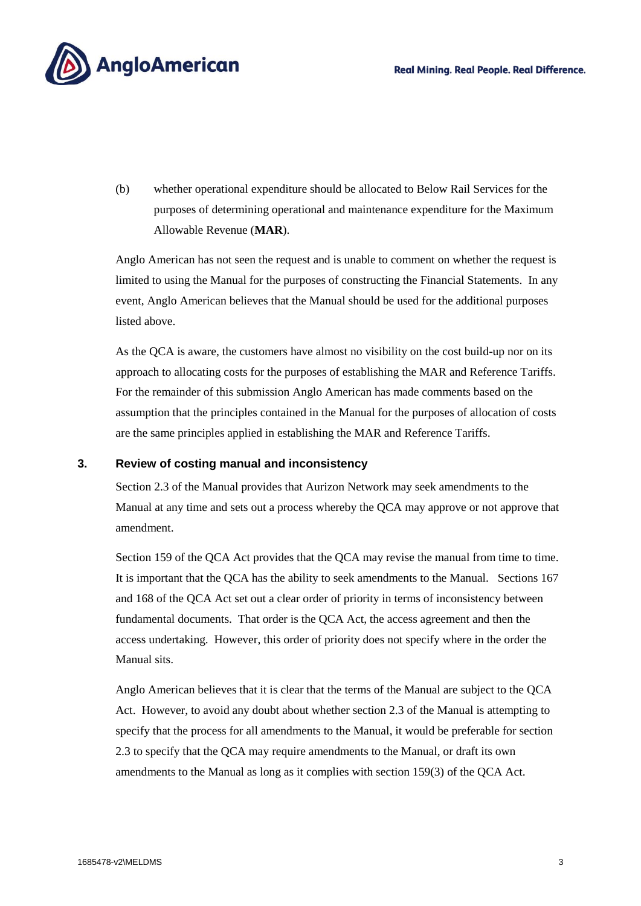(b) whether operational expenditure should be allocated to Below Rail Services for the purposes of determining operational and maintenance expenditure for the Maximum Allowable Revenue (**MAR**).

Anglo American has not seen the request and is unable to comment on whether the request is limited to using the Manual for the purposes of constructing the Financial Statements. In any event, Anglo American believes that the Manual should be used for the additional purposes listed above.

As the QCA is aware, the customers have almost no visibility on the cost build-up nor on its approach to allocating costs for the purposes of establishing the MAR and Reference Tariffs. For the remainder of this submission Anglo American has made comments based on the assumption that the principles contained in the Manual for the purposes of allocation of costs are the same principles applied in establishing the MAR and Reference Tariffs.

## 3. Review of costing manual and inconsistency

Section 2.3 of the Manual provides that Aurizon Network may seek amendments to the Manual at any time and sets out a process whereby the QCA may approve or not approve that amendment.

Section 159 of the QCA Act provides that the QCA may revise the manual from time to time. It is important that the QCA has the ability to seek amendments to the Manual. Sections 167 and 168 of the QCA Act set out a clear order of priority in terms of inconsistency between fundamental documents. That order is the QCA Act, the access agreement and then the access undertaking. However, this order of priority does not specify where in the order the Manual sits.

Anglo American believes that it is clear that the terms of the Manual are subject to the QCA Act. However, to avoid any doubt about whether section 2.3 of the Manual is attempting to specify that the process for all amendments to the Manual, it would be preferable for section 2.3 to specify that the QCA may require amendments to the Manual, or draft its own amendments to the Manual as long as it complies with section 159(3) of the QCA Act.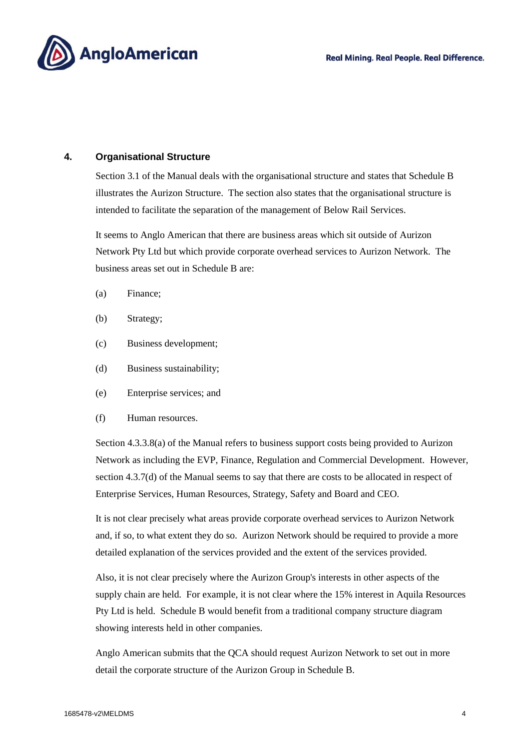## 4. Organisational Structure

Section 3.1 of the Manual deals with the organisational structure and states that Schedule B illustrates the Aurizon Structure. The section also states that the organisational structure is intended to facilitate the separation of the management of Below Rail Services.

It seems to Anglo American that there are business areas which sit outside of Aurizon Network Pty Ltd but which provide corporate overhead services to Aurizon Network. The business areas set out in Schedule B are:

(a) Finance;

(b) Strategy;

(c) Business development;

(d) Business sustainability;

(e) Enterprise services; and

(f) Human resources.

Section 4.3.3.8(a) of the Manual refers to business support costs being provided to Aurizon Network as including the EVP, Finance, Regulation and Commercial Development. However, section 4.3.7(d) of the Manual seems to say that there are costs to be allocated in respect of Enterprise Services, Human Resources, Strategy, Safety and Board and CEO.

It is not clear precisely what areas provide corporate overhead services to Aurizon Network and, if so, to what extent they do so. Aurizon Network should be required to provide a more detailed explanation of the services provided and the extent of the services provided.

Also, it is not clear precisely where the Aurizon Group's interests in other aspects of the supply chain are held. For example, it is not clear where the 15% interest in Aquila Resources Pty Ltd is held. Schedule B would benefit from a traditional company structure diagram showing interests held in other companies.

Anglo American submits that the QCA should request Aurizon Network to set out in more detail the corporate structure of the Aurizon Group in Schedule B.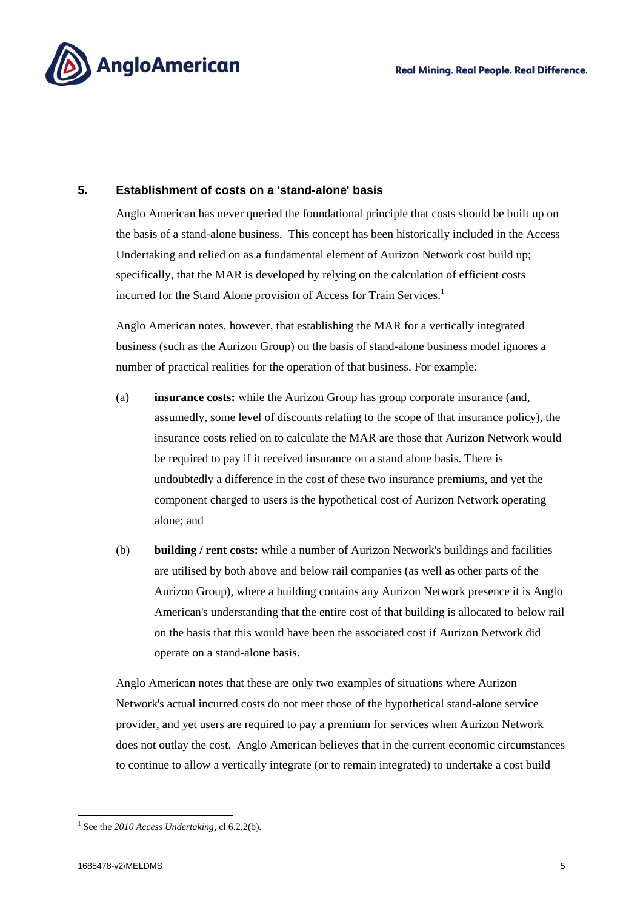## 5. Establishment of costs on a 'stand-alone' basis

Anglo American has never queried the foundational principle that costs should be built up on the basis of a stand-alone business. This concept has been historically included in the Access Undertaking and relied on as a fundamental element of Aurizon Network cost build up; specifically, that the MAR is developed by relying on the calculation of efficient costs incurred for the Stand Alone provision of Access for Train Services.[1]

Anglo American notes, however, that establishing the MAR for a vertically integrated business (such as the Aurizon Group) on the basis of stand-alone business model ignores a number of practical realities for the operation of that business. For example:

(a) **insurance costs:** while the Aurizon Group has group corporate insurance (and, assumedly, some level of discounts relating to the scope of that insurance policy), the insurance costs relied on to calculate the MAR are those that Aurizon Network would be required to pay if it received insurance on a stand alone basis. There is undoubtedly a difference in the cost of these two insurance premiums, and yet the component charged to users is the hypothetical cost of Aurizon Network operating alone; and

(b) **building / rent costs:** while a number of Aurizon Network's buildings and facilities are utilised by both above and below rail companies (as well as other parts of the Aurizon Group), where a building contains any Aurizon Network presence it is Anglo American's understanding that the entire cost of that building is allocated to below rail on the basis that this would have been the associated cost if Aurizon Network did operate on a stand-alone basis.

Anglo American notes that these are only two examples of situations where Aurizon Network's actual incurred costs do not meet those of the hypothetical stand-alone service provider, and yet users are required to pay a premium for services when Aurizon Network does not outlay the cost. Anglo American believes that in the current economic circumstances to continue to allow a vertically integrate (or to remain integrated) to undertake a cost build

[1] See the *2010 Access Undertaking*, cl 6.2.2(b).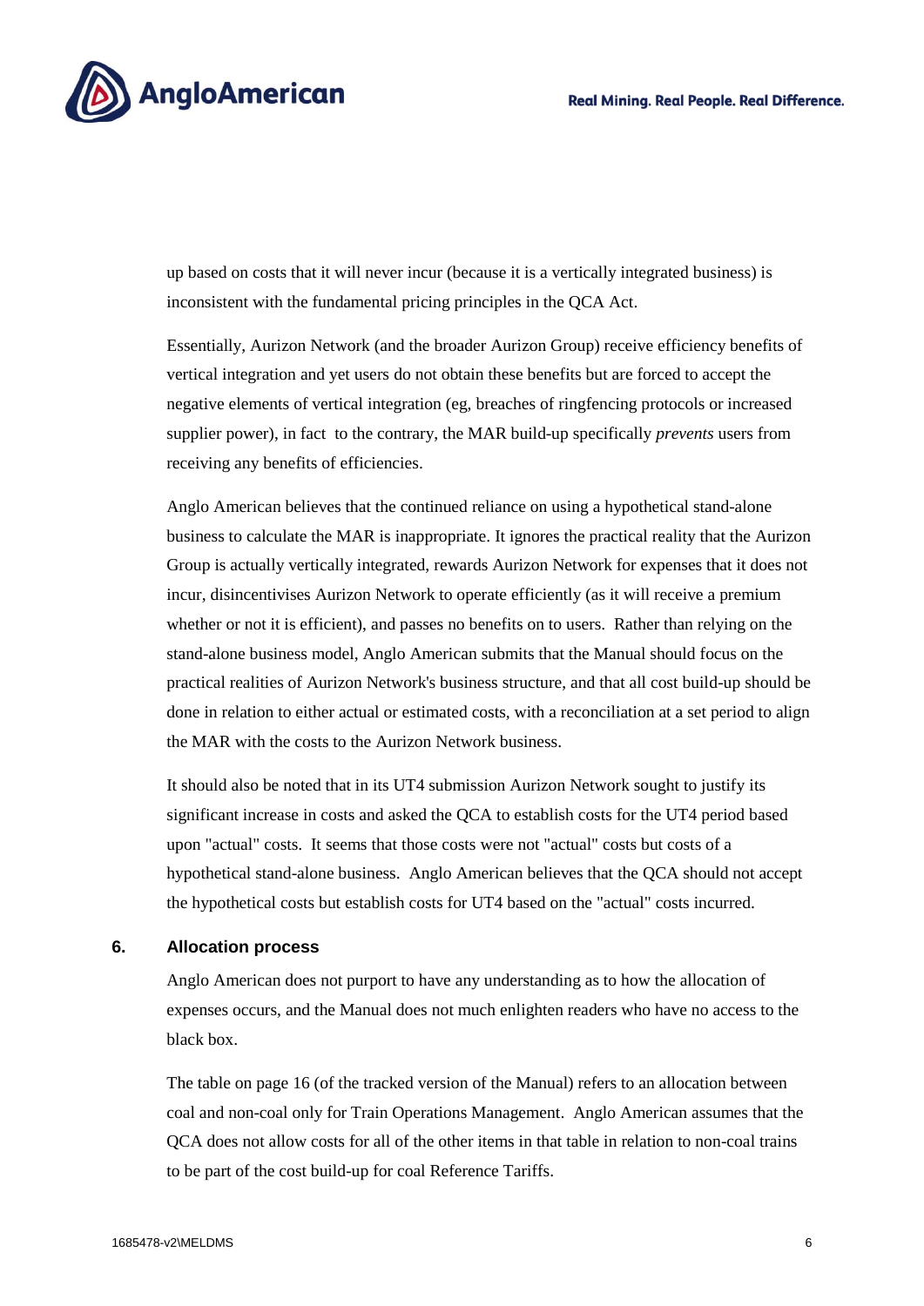up based on costs that it will never incur (because it is a vertically integrated business) is inconsistent with the fundamental pricing principles in the QCA Act.

Essentially, Aurizon Network (and the broader Aurizon Group) receive efficiency benefits of vertical integration and yet users do not obtain these benefits but are forced to accept the negative elements of vertical integration (eg, breaches of ringfencing protocols or increased supplier power), in fact to the contrary, the MAR build-up specifically *prevents* users from receiving any benefits of efficiencies.

Anglo American believes that the continued reliance on using a hypothetical stand-alone business to calculate the MAR is inappropriate. It ignores the practical reality that the Aurizon Group is actually vertically integrated, rewards Aurizon Network for expenses that it does not incur, disincentivises Aurizon Network to operate efficiently (as it will receive a premium whether or not it is efficient), and passes no benefits on to users. Rather than relying on the stand-alone business model, Anglo American submits that the Manual should focus on the practical realities of Aurizon Network's business structure, and that all cost build-up should be done in relation to either actual or estimated costs, with a reconciliation at a set period to align the MAR with the costs to the Aurizon Network business.

It should also be noted that in its UT4 submission Aurizon Network sought to justify its significant increase in costs and asked the QCA to establish costs for the UT4 period based upon "actual" costs. It seems that those costs were not "actual" costs but costs of a hypothetical stand-alone business. Anglo American believes that the QCA should not accept the hypothetical costs but establish costs for UT4 based on the "actual" costs incurred.

## 6. Allocation process

Anglo American does not purport to have any understanding as to how the allocation of expenses occurs, and the Manual does not much enlighten readers who have no access to the black box.

The table on page 16 (of the tracked version of the Manual) refers to an allocation between coal and non-coal only for Train Operations Management. Anglo American assumes that the QCA does not allow costs for all of the other items in that table in relation to non-coal trains to be part of the cost build-up for coal Reference Tariffs.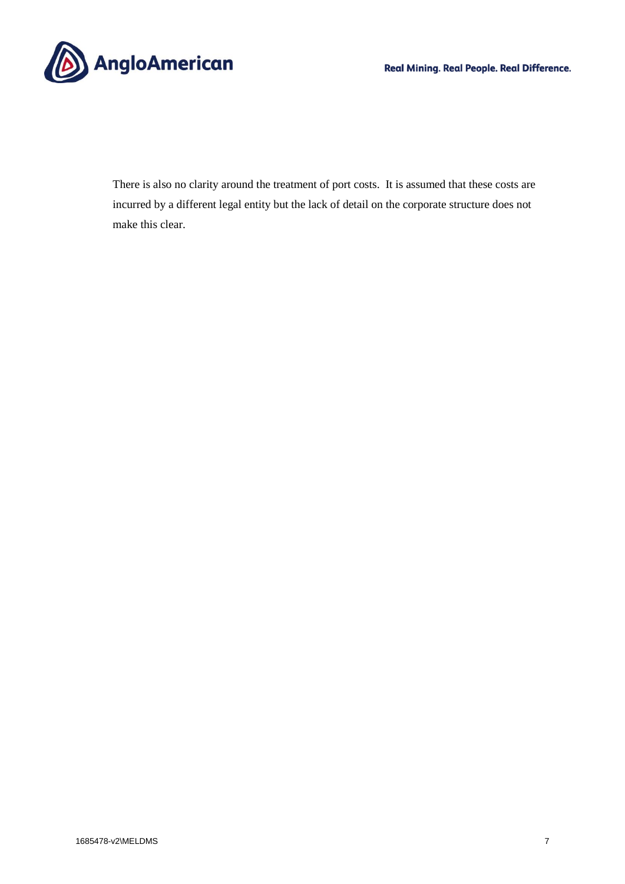There is also no clarity around the treatment of port costs. It is assumed that these costs are incurred by a different legal entity but the lack of detail on the corporate structure does not make this clear.